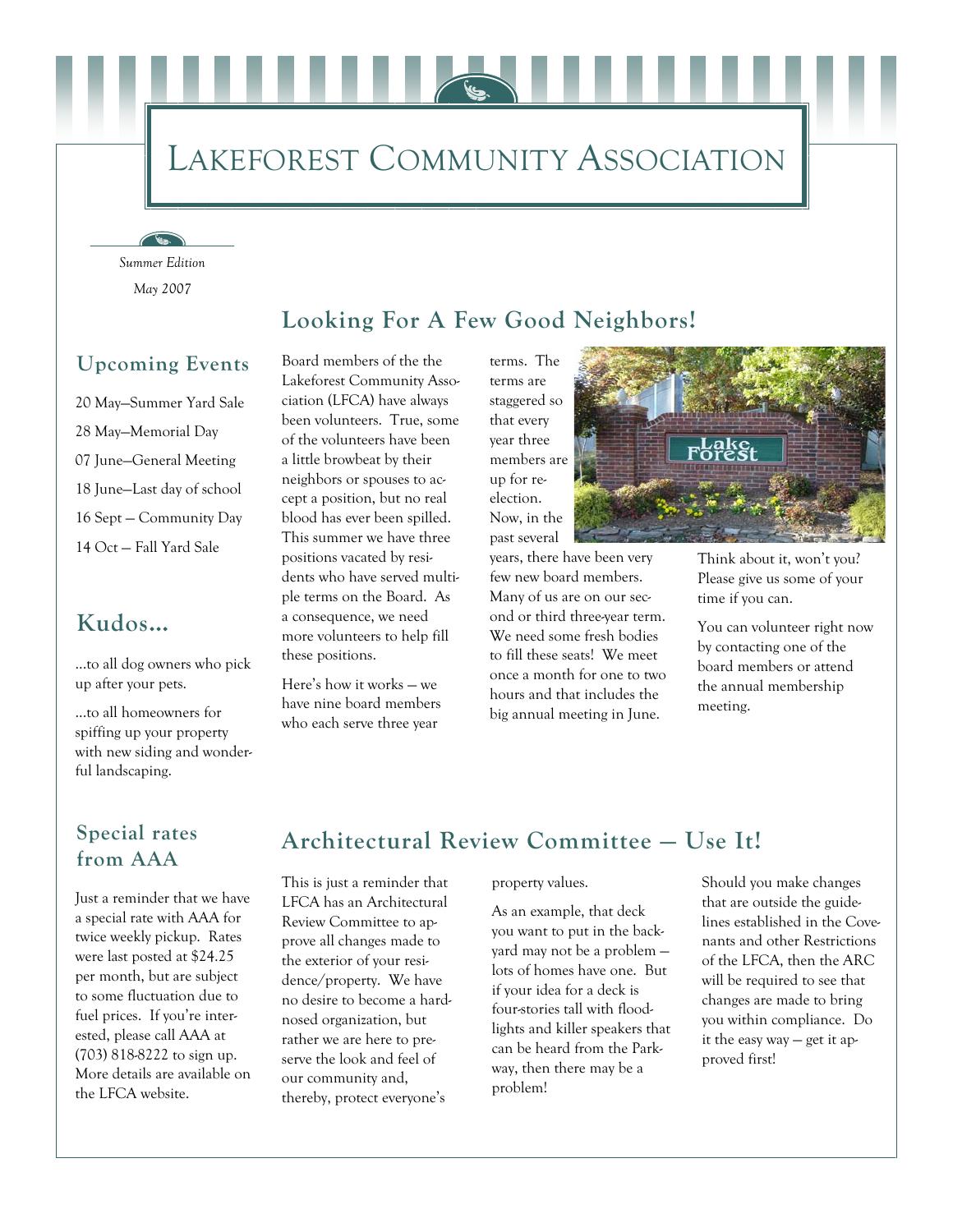# Lakeforest Community Association

*Summer Edition*

*May 2007*

## Upcoming Events

20 May—Summer Yard Sale

28 May—Memorial Day

07 June—General Meeting

18 June—Last day of school

16 Sept — Community Day

14 Oct — Fall Yard Sale

## Kudos...

...to all dog owners who pick up after your pets.

...to all homeowners for spiffing up your property with new siding and wonderful landscaping.

## Special rates from AAA

Just a reminder that we have a special rate with AAA for twice weekly pickup. Rates were last posted at $24.25 per month, but are subject to some fluctuation due to fuel prices. If you're interested, please call AAA at (703) 818-8222 to sign up. More details are available on the LFCA website.

## Looking For A Few Good Neighbors!

Board members of the the Lakeforest Community Association (LFCA) have always been volunteers. True, some of the volunteers have been a little browbeat by their neighbors or spouses to accept a position, but no real blood has ever been spilled. This summer we have three positions vacated by residents who have served multiple terms on the Board. As a consequence, we need more volunteers to help fill these positions.

Here's how it works — we have nine board members who each serve three year terms. The terms are staggered so that every year three members are up for re-election. Now, in the past several years, there have been very few new board members. Many of us are on our second or third three-year term. We need some fresh bodies to fill these seats! We meet once a month for one to two hours and that includes the big annual meeting in June.

Think about it, won't you? Please give us some of your time if you can.

You can volunteer right now by contacting one of the board members or attend the annual membership meeting.

## Architectural Review Committee — Use It!

This is just a reminder that LFCA has an Architectural Review Committee to approve all changes made to the exterior of your residence/property. We have no desire to become a hard-nosed organization, but rather we are here to preserve the look and feel of our community and, thereby, protect everyone's property values.

As an example, that deck you want to put in the backyard may not be a problem — lots of homes have one. But if your idea for a deck is four-stories tall with floodlights and killer speakers that can be heard from the Parkway, then there may be a problem!

Should you make changes that are outside the guidelines established in the Covenants and other Restrictions of the LFCA, then the ARC will be required to see that changes are made to bring you within compliance. Do it the easy way — get it approved first!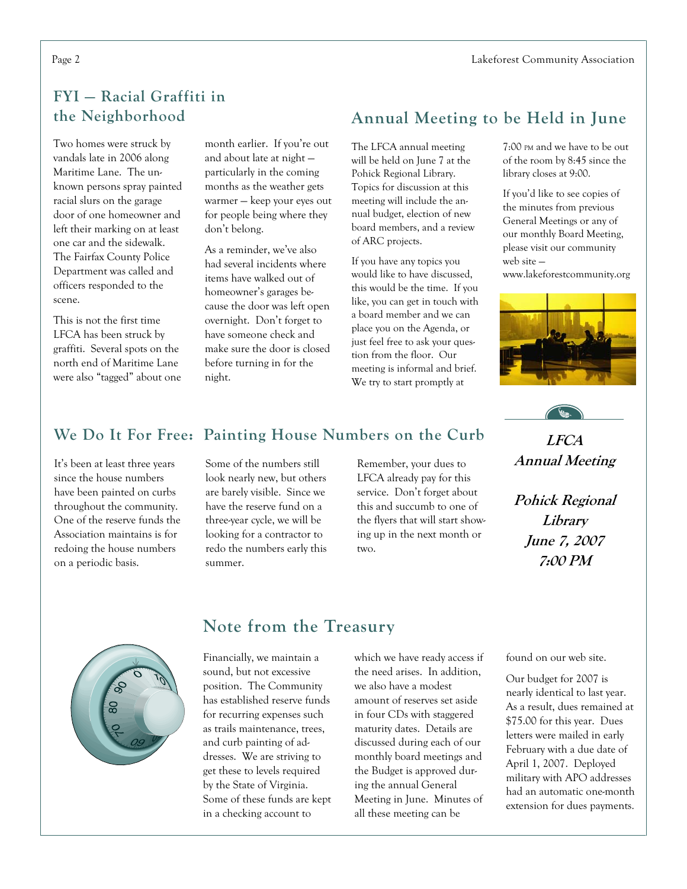## FYI — Racial Graffiti in the Neighborhood

Two homes were struck by vandals late in 2006 along Maritime Lane. The unknown persons spray painted racial slurs on the garage door of one homeowner and left their marking on at least one car and the sidewalk. The Fairfax County Police Department was called and officers responded to the scene.

This is not the first time LFCA has been struck by graffiti. Several spots on the north end of Maritime Lane were also "tagged" about one month earlier. If you're out and about late at night — particularly in the coming months as the weather gets warmer — keep your eyes out for people being where they don't belong.

As a reminder, we've also had several incidents where items have walked out of homeowner's garages because the door was left open overnight. Don't forget to have someone check and make sure the door is closed before turning in for the night.

## Annual Meeting to be Held in June

The LFCA annual meeting will be held on June 7 at the Pohick Regional Library. Topics for discussion at this meeting will include the annual budget, election of new board members, and a review of ARC projects.

If you have any topics you would like to have discussed, this would be the time. If you like, you can get in touch with a board member and we can place you on the Agenda, or just feel free to ask your question from the floor. Our meeting is informal and brief. We try to start promptly at 7:00 PM and we have to be out of the room by 8:45 since the library closes at 9:00.

If you'd like to see copies of the minutes from previous General Meetings or any of our monthly Board Meeting, please visit our community web site — www.lakeforestcommunity.org

***LFCA Annual Meeting***

***Pohick Regional Library***
***June 7, 2007***
***7:00 PM***

## We Do It For Free: Painting House Numbers on the Curb

It's been at least three years since the house numbers have been painted on curbs throughout the community. One of the reserve funds the Association maintains is for redoing the house numbers on a periodic basis.

Some of the numbers still look nearly new, but others are barely visible. Since we have the reserve fund on a three-year cycle, we will be looking for a contractor to redo the numbers early this summer.

Remember, your dues to LFCA already pay for this service. Don't forget about this and succumb to one of the flyers that will start showing up in the next month or two.

## Note from the Treasury

Financially, we maintain a sound, but not excessive position. The Community has established reserve funds for recurring expenses such as trails maintenance, trees, and curb painting of addresses. We are striving to get these to levels required by the State of Virginia. Some of these funds are kept in a checking account to which we have ready access if the need arises. In addition, we also have a modest amount of reserves set aside in four CDs with staggered maturity dates. Details are discussed during each of our monthly board meetings and the Budget is approved during the annual General Meeting in June. Minutes of all these meeting can be found on our web site.

Our budget for 2007 is nearly identical to last year. As a result, dues remained at $75.00 for this year. Dues letters were mailed in early February with a due date of April 1, 2007. Deployed military with APO addresses had an automatic one-month extension for dues payments.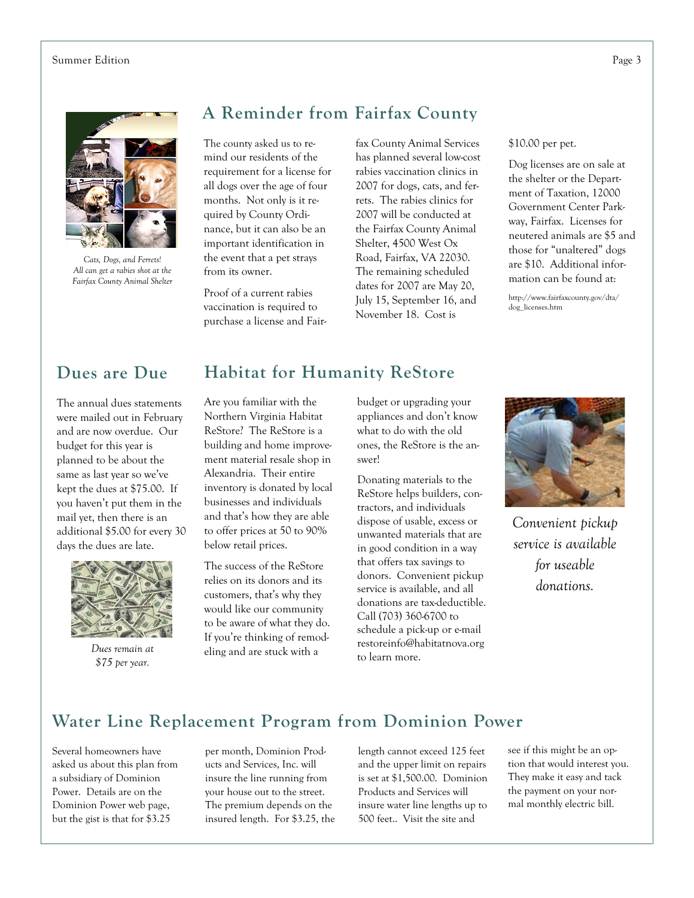## A Reminder from Fairfax County

*Cats, Dogs, and Ferrets! All can get a rabies shot at the Fairfax County Animal Shelter*

The county asked us to remind our residents of the requirement for a license for all dogs over the age of four months. Not only is it required by County Ordinance, but it can also be an important identification in the event that a pet strays from its owner.

Proof of a current rabies vaccination is required to purchase a license and Fairfax County Animal Services has planned several low-cost rabies vaccination clinics in 2007 for dogs, cats, and ferrets. The rabies clinics for 2007 will be conducted at the Fairfax County Animal Shelter, 4500 West Ox Road, Fairfax, VA 22030. The remaining scheduled dates for 2007 are May 20, July 15, September 16, and November 18. Cost is $10.00 per pet.

Dog licenses are on sale at the shelter or the Department of Taxation, 12000 Government Center Parkway, Fairfax. Licenses for neutered animals are $5 and those for "unaltered" dogs are $10. Additional information can be found at:

http://www.fairfaxcounty.gov/dta/dog_licenses.htm

## Dues are Due

The annual dues statements were mailed out in February and are now overdue. Our budget for this year is planned to be about the same as last year so we've kept the dues at $75.00. If you haven't put them in the mail yet, then there is an additional $5.00 for every 30 days the dues are late.

*Dues remain at $75 per year.*

## Habitat for Humanity ReStore

Are you familiar with the Northern Virginia Habitat ReStore? The ReStore is a building and home improvement material resale shop in Alexandria. Their entire inventory is donated by local businesses and individuals and that's how they are able to offer prices at 50 to 90% below retail prices.

The success of the ReStore relies on its donors and its customers, that's why they would like our community to be aware of what they do. If you're thinking of remodeling and are stuck with a budget or upgrading your appliances and don't know what to do with the old ones, the ReStore is the answer!

Donating materials to the ReStore helps builders, contractors, and individuals dispose of usable, excess or unwanted materials that are in good condition in a way that offers tax savings to donors. Convenient pickup service is available, and all donations are tax-deductible. Call (703) 360-6700 to schedule a pick-up or e-mail restoreinfo@habitatnova.org to learn more.

*Convenient pickup service is available for useable donations.*

## Water Line Replacement Program from Dominion Power

Several homeowners have asked us about this plan from a subsidiary of Dominion Power. Details are on the Dominion Power web page, but the gist is that for $3.25 per month, Dominion Products and Services, Inc. will insure the line running from your house out to the street. The premium depends on the insured length. For $3.25, the length cannot exceed 125 feet and the upper limit on repairs is set at $1,500.00. Dominion Products and Services will insure water line lengths up to 500 feet.. Visit the site and see if this might be an option that would interest you. They make it easy and tack the payment on your normal monthly electric bill.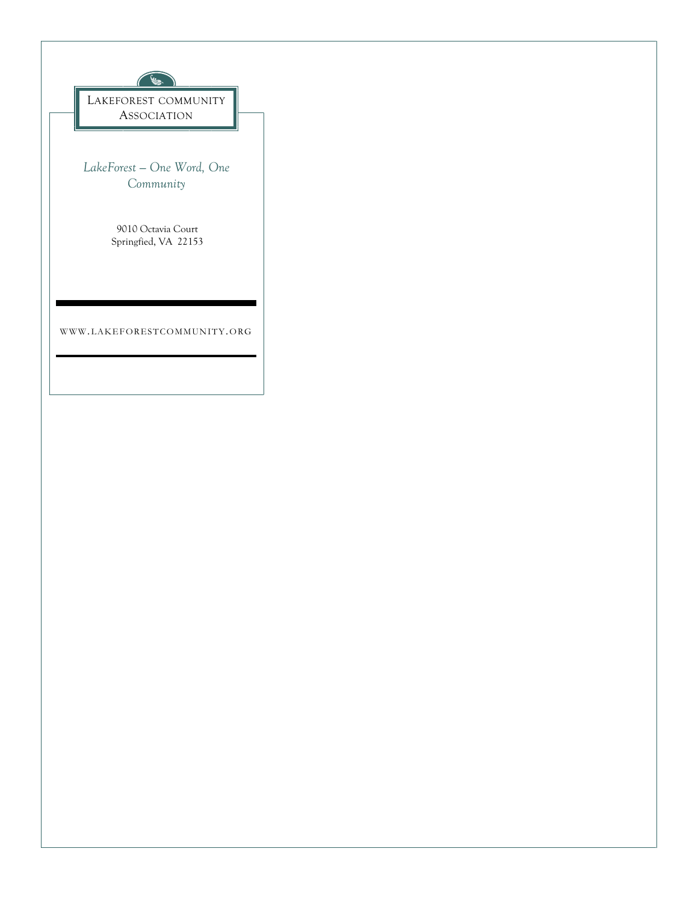LAKEFOREST COMMUNITY ASSOCIATION

*LakeForest – One Word, One Community*

9010 Octavia Court
Springfied, VA 22153

WWW.LAKEFORESTCOMMUNITY.ORG